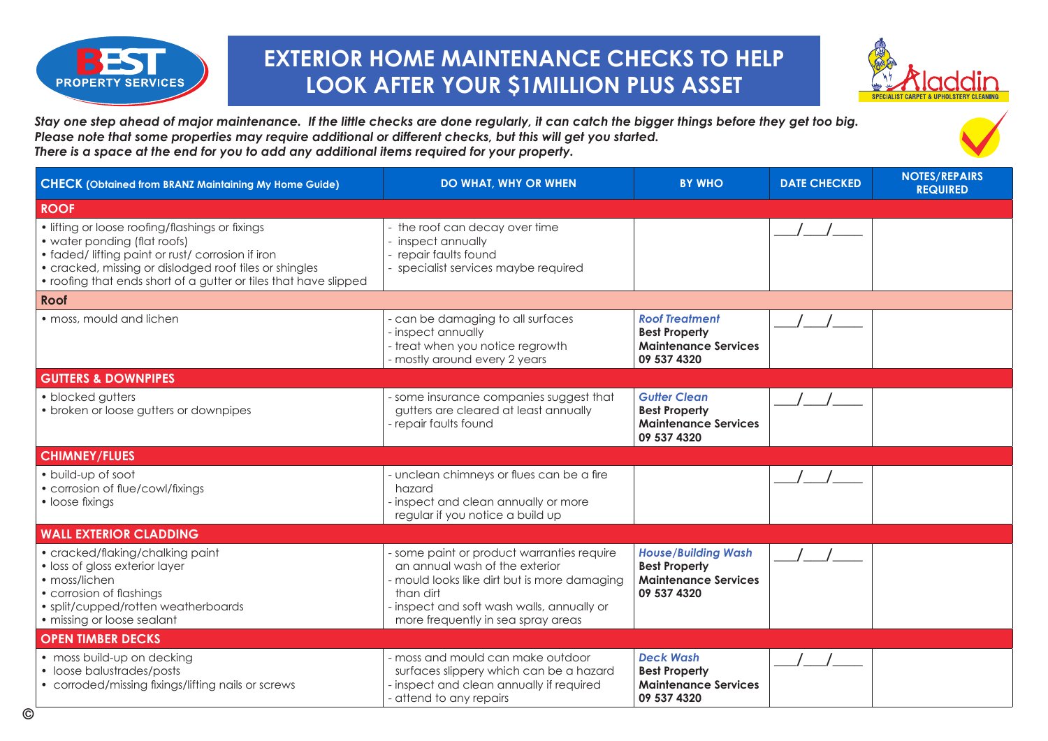BEST PROPERTY SERVICES

# EXTERIOR HOME MAINTENANCE CHECKS TO HELP LOOK AFTER YOUR $1MILLION PLUS ASSET

Aladdin SPECIALIST CARPET & UPHOLSTERY CLEANING

***Stay one step ahead of major maintenance. If the little checks are done regularly, it can catch the bigger things before they get too big. Please note that some properties may require additional or different checks, but this will get you started. There is a space at the end for you to add any additional items required for your property.***

| **CHECK** (Obtained from BRANZ Maintaining My Home Guide) | **DO WHAT, WHY OR WHEN** | **BY WHO** | **DATE CHECKED** | **NOTES/REPAIRS REQUIRED** |
|---|---|---|---|---|
| **ROOF** | | | | |
| • lifting or loose roofing/flashings or fixings<br>• water ponding (flat roofs)<br>• faded/ lifting paint or rust/ corrosion if iron<br>• cracked, missing or dislodged roof tiles or shingles<br>• roofing that ends short of a gutter or tiles that have slipped | - the roof can decay over time<br>- inspect annually<br>- repair faults found<br>- specialist services maybe required | | ___/___/____ | |
| **Roof** | | | | |
| • moss, mould and lichen | - can be damaging to all surfaces<br>- inspect annually<br>- treat when you notice regrowth<br>- mostly around every 2 years | ***Roof Treatment***<br>**Best Property Maintenance Services 09 537 4320** | ___/___/____ | |
| **GUTTERS & DOWNPIPES** | | | | |
| • blocked gutters<br>• broken or loose gutters or downpipes | - some insurance companies suggest that gutters are cleared at least annually<br>- repair faults found | ***Gutter Clean***<br>**Best Property Maintenance Services 09 537 4320** | ___/___/____ | |
| **CHIMNEY/FLUES** | | | | |
| • build-up of soot<br>• corrosion of flue/cowl/fixings<br>• loose fixings | - unclean chimneys or flues can be a fire hazard<br>- inspect and clean annually or more regular if you notice a build up | | ___/___/____ | |
| **WALL EXTERIOR CLADDING** | | | | |
| • cracked/flaking/chalking paint<br>• loss of gloss exterior layer<br>• moss/lichen<br>• corrosion of flashings<br>• split/cupped/rotten weatherboards<br>• missing or loose sealant | - some paint or product warranties require an annual wash of the exterior<br>- mould looks like dirt but is more damaging than dirt<br>- inspect and soft wash walls, annually or more frequently in sea spray areas | ***House/Building Wash***<br>**Best Property Maintenance Services 09 537 4320** | ___/___/____ | |
| **OPEN TIMBER DECKS** | | | | |
| • moss build-up on decking<br>• loose balustrades/posts<br>• corroded/missing fixings/lifting nails or screws | - moss and mould can make outdoor surfaces slippery which can be a hazard<br>- inspect and clean annually if required<br>- attend to any repairs | ***Deck Wash***<br>**Best Property Maintenance Services 09 537 4320** | ___/___/____ | |

©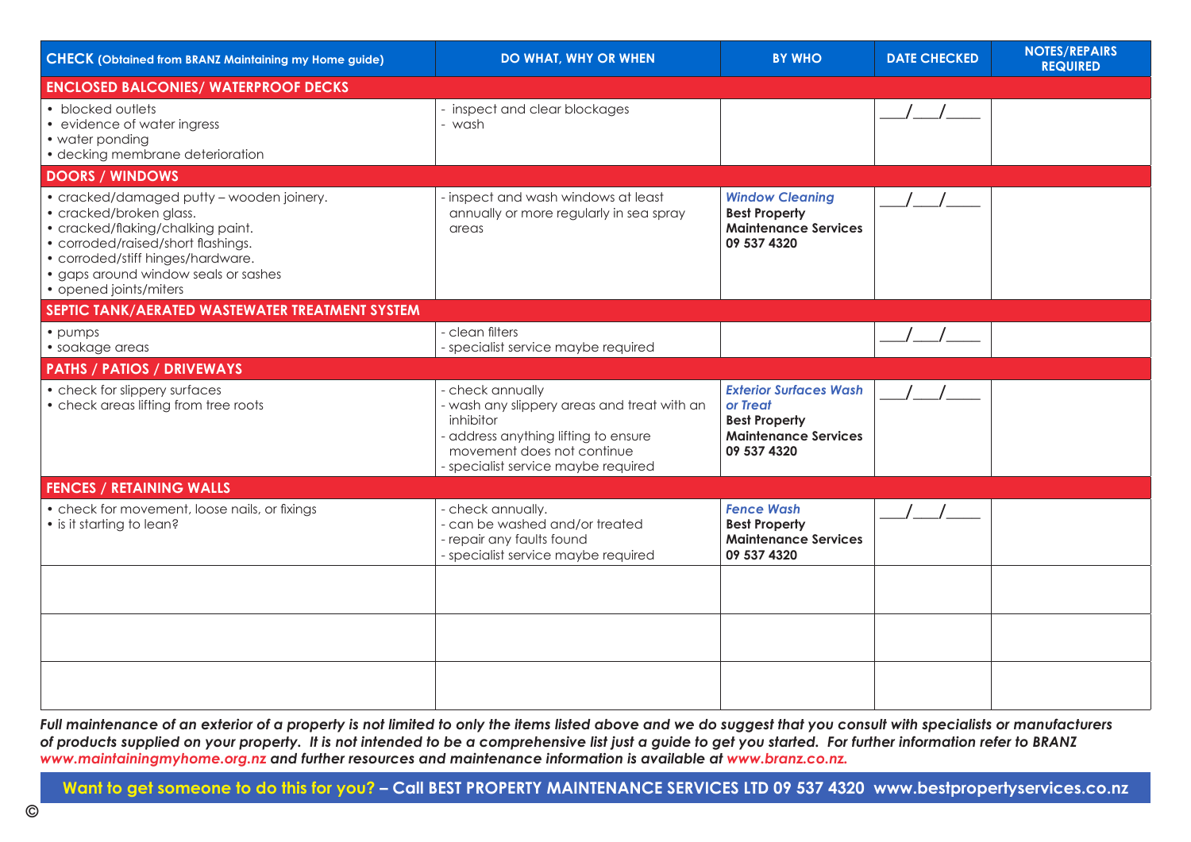| CHECK (Obtained from BRANZ Maintaining my Home guide) | DO WHAT, WHY OR WHEN | BY WHO | DATE CHECKED | NOTES/REPAIRS REQUIRED |
|---|---|---|---|---|
| **ENCLOSED BALCONIES/ WATERPROOF DECKS** | | | | |
| • blocked outlets<br>• evidence of water ingress<br>• water ponding<br>• decking membrane deterioration | - inspect and clear blockages<br>- wash | | ___/___/____ | |
| **DOORS / WINDOWS** | | | | |
| • cracked/damaged putty – wooden joinery.<br>• cracked/broken glass.<br>• cracked/flaking/chalking paint.<br>• corroded/raised/short flashings.<br>• corroded/stiff hinges/hardware.<br>• gaps around window seals or sashes<br>• opened joints/miters | - inspect and wash windows at least annually or more regularly in sea spray areas | ***Window Cleaning***<br>**Best Property Maintenance Services 09 537 4320** | ___/___/____ | |
| **SEPTIC TANK/AERATED WASTEWATER TREATMENT SYSTEM** | | | | |
| • pumps<br>• soakage areas | - clean filters<br>- specialist service maybe required | | ___/___/____ | |
| **PATHS / PATIOS / DRIVEWAYS** | | | | |
| • check for slippery surfaces<br>• check areas lifting from tree roots | - check annually<br>- wash any slippery areas and treat with an inhibitor<br>- address anything lifting to ensure movement does not continue<br>- specialist service maybe required | ***Exterior Surfaces Wash or Treat***<br>**Best Property Maintenance Services 09 537 4320** | ___/___/____ | |
| **FENCES / RETAINING WALLS** | | | | |
| • check for movement, loose nails, or fixings<br>• is it starting to lean? | - check annually.<br>- can be washed and/or treated<br>- repair any faults found<br>- specialist service maybe required | ***Fence Wash***<br>**Best Property Maintenance Services 09 537 4320** | ___/___/____ | |
| | | | | |
| | | | | |
| | | | | |

***Full maintenance of an exterior of a property is not limited to only the items listed above and we do suggest that you consult with specialists or manufacturers of products supplied on your property. It is not intended to be a comprehensive list just a guide to get you started. For further information refer to BRANZ www.maintainingmyhome.org.nz and further resources and maintenance information is available at www.branz.co.nz.***

**Want to get someone to do this for you? – Call BEST PROPERTY MAINTENANCE SERVICES LTD 09 537 4320 www.bestpropertyservices.co.nz**

©